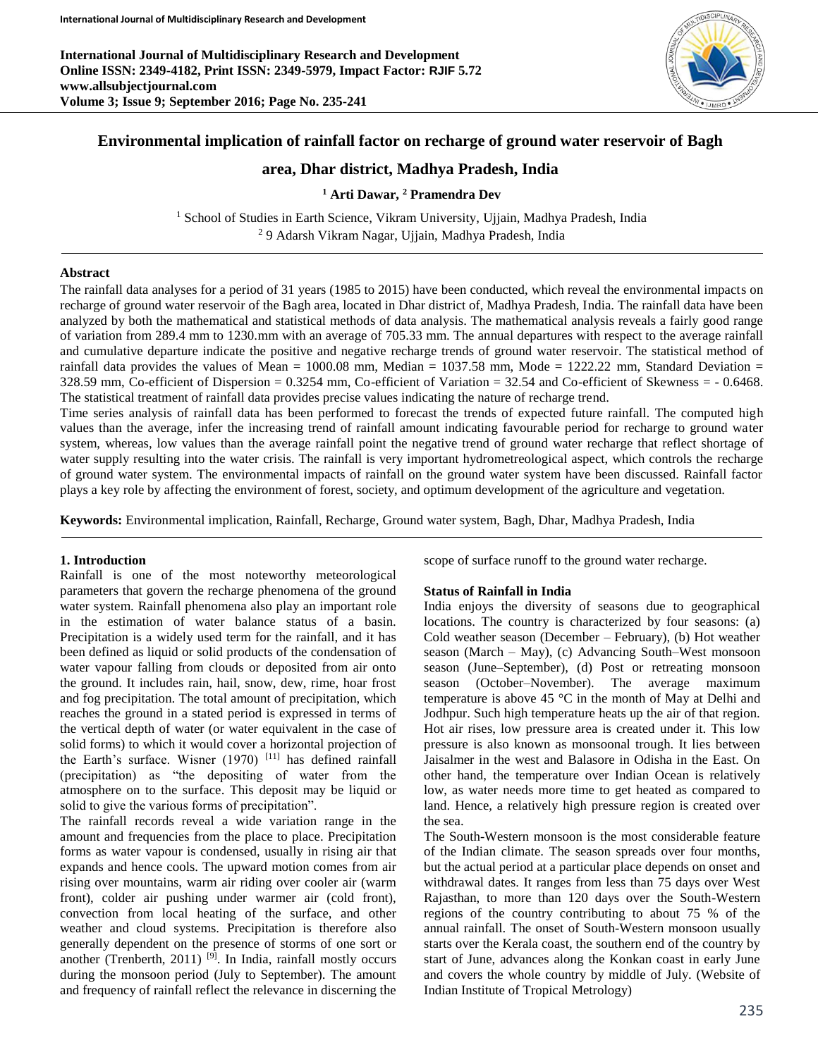# Environmental implication of rainfall factor on recharge of ground water reservoir of Bagh area, Dhar district, Madhya Pradesh, India

**[1] Arti Dawar, [2] Pramendra Dev**

[1] School of Studies in Earth Science, Vikram University, Ujjain, Madhya Pradesh, India
[2] 9 Adarsh Vikram Nagar, Ujjain, Madhya Pradesh, India

## Abstract

The rainfall data analyses for a period of 31 years (1985 to 2015) have been conducted, which reveal the environmental impacts on recharge of ground water reservoir of the Bagh area, located in Dhar district of, Madhya Pradesh, India. The rainfall data have been analyzed by both the mathematical and statistical methods of data analysis. The mathematical analysis reveals a fairly good range of variation from 289.4 mm to 1230.mm with an average of 705.33 mm. The annual departures with respect to the average rainfall and cumulative departure indicate the positive and negative recharge trends of ground water reservoir. The statistical method of rainfall data provides the values of Mean = 1000.08 mm, Median = 1037.58 mm, Mode = 1222.22 mm, Standard Deviation = 328.59 mm, Co-efficient of Dispersion = 0.3254 mm, Co-efficient of Variation = 32.54 and Co-efficient of Skewness = - 0.6468. The statistical treatment of rainfall data provides precise values indicating the nature of recharge trend.

Time series analysis of rainfall data has been performed to forecast the trends of expected future rainfall. The computed high values than the average, infer the increasing trend of rainfall amount indicating favourable period for recharge to ground water system, whereas, low values than the average rainfall point the negative trend of ground water recharge that reflect shortage of water supply resulting into the water crisis. The rainfall is very important hydrometreological aspect, which controls the recharge of ground water system. The environmental impacts of rainfall on the ground water system have been discussed. Rainfall factor plays a key role by affecting the environment of forest, society, and optimum development of the agriculture and vegetation.

**Keywords:** Environmental implication, Rainfall, Recharge, Ground water system, Bagh, Dhar, Madhya Pradesh, India

## 1. Introduction

Rainfall is one of the most noteworthy meteorological parameters that govern the recharge phenomena of the ground water system. Rainfall phenomena also play an important role in the estimation of water balance status of a basin. Precipitation is a widely used term for the rainfall, and it has been defined as liquid or solid products of the condensation of water vapour falling from clouds or deposited from air onto the ground. It includes rain, hail, snow, dew, rime, hoar frost and fog precipitation. The total amount of precipitation, which reaches the ground in a stated period is expressed in terms of the vertical depth of water (or water equivalent in the case of solid forms) to which it would cover a horizontal projection of the Earth's surface. Wisner (1970) [11] has defined rainfall (precipitation) as "the depositing of water from the atmosphere on to the surface. This deposit may be liquid or solid to give the various forms of precipitation".

The rainfall records reveal a wide variation range in the amount and frequencies from the place to place. Precipitation forms as water vapour is condensed, usually in rising air that expands and hence cools. The upward motion comes from air rising over mountains, warm air riding over cooler air (warm front), colder air pushing under warmer air (cold front), convection from local heating of the surface, and other weather and cloud systems. Precipitation is therefore also generally dependent on the presence of storms of one sort or another (Trenberth, 2011) [9]. In India, rainfall mostly occurs during the monsoon period (July to September). The amount and frequency of rainfall reflect the relevance in discerning the scope of surface runoff to the ground water recharge.

### Status of Rainfall in India

India enjoys the diversity of seasons due to geographical locations. The country is characterized by four seasons: (a) Cold weather season (December – February), (b) Hot weather season (March – May), (c) Advancing South–West monsoon season (June–September), (d) Post or retreating monsoon season (October–November). The average maximum temperature is above 45 °C in the month of May at Delhi and Jodhpur. Such high temperature heats up the air of that region. Hot air rises, low pressure area is created under it. This low pressure is also known as monsoonal trough. It lies between Jaisalmer in the west and Balasore in Odisha in the East. On other hand, the temperature over Indian Ocean is relatively low, as water needs more time to get heated as compared to land. Hence, a relatively high pressure region is created over the sea.

The South-Western monsoon is the most considerable feature of the Indian climate. The season spreads over four months, but the actual period at a particular place depends on onset and withdrawal dates. It ranges from less than 75 days over West Rajasthan, to more than 120 days over the South-Western regions of the country contributing to about 75 % of the annual rainfall. The onset of South-Western monsoon usually starts over the Kerala coast, the southern end of the country by start of June, advances along the Konkan coast in early June and covers the whole country by middle of July. (Website of Indian Institute of Tropical Metrology)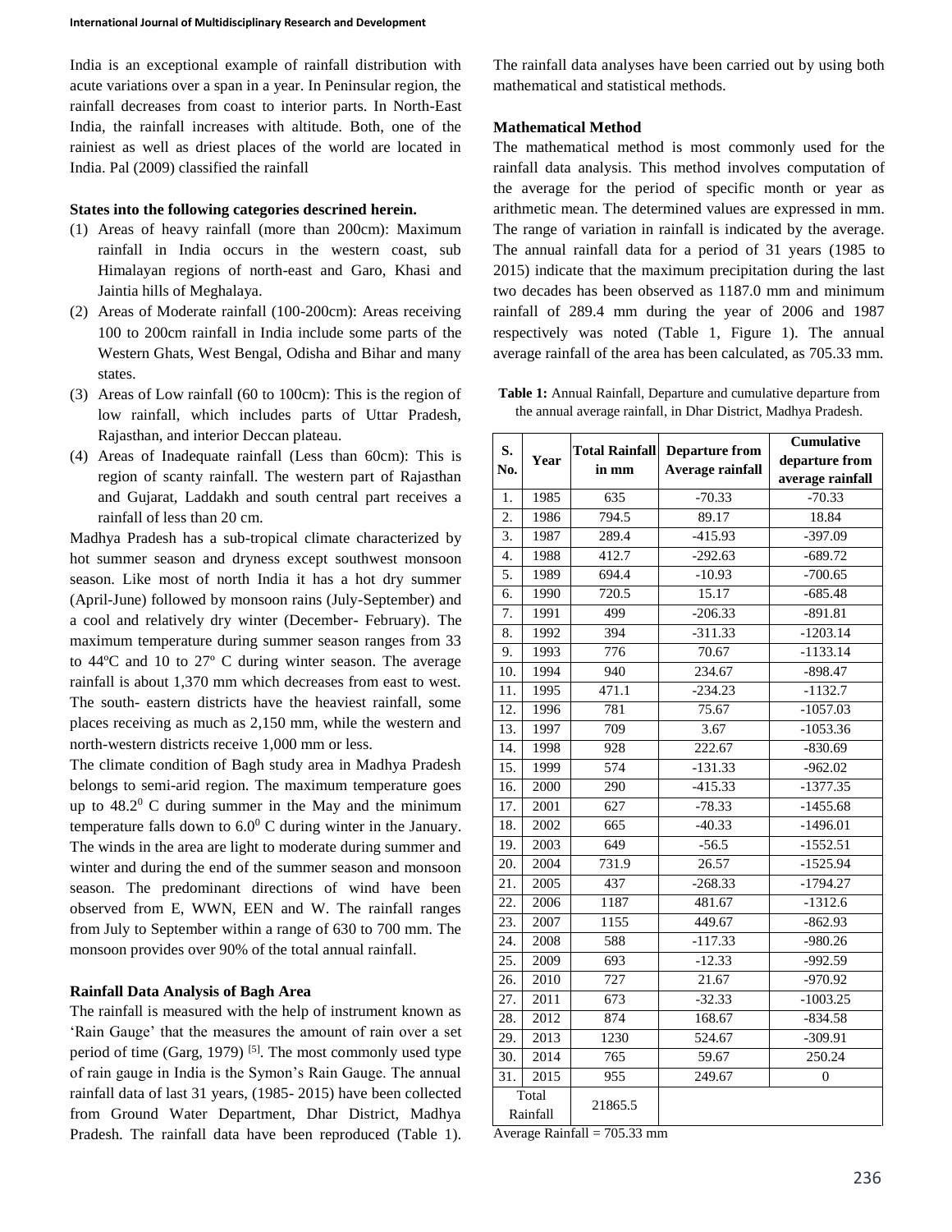India is an exceptional example of rainfall distribution with acute variations over a span in a year. In Peninsular region, the rainfall decreases from coast to interior parts. In North-East India, the rainfall increases with altitude. Both, one of the rainiest as well as driest places of the world are located in India. Pal (2009) classified the rainfall

**States into the following categories descrined herein.**

1. Areas of heavy rainfall (more than 200cm): Maximum rainfall in India occurs in the western coast, sub Himalayan regions of north-east and Garo, Khasi and Jaintia hills of Meghalaya.
2. Areas of Moderate rainfall (100-200cm): Areas receiving 100 to 200cm rainfall in India include some parts of the Western Ghats, West Bengal, Odisha and Bihar and many states.
3. Areas of Low rainfall (60 to 100cm): This is the region of low rainfall, which includes parts of Uttar Pradesh, Rajasthan, and interior Deccan plateau.
4. Areas of Inadequate rainfall (Less than 60cm): This is region of scanty rainfall. The western part of Rajasthan and Gujarat, Laddakh and south central part receives a rainfall of less than 20 cm.

Madhya Pradesh has a sub-tropical climate characterized by hot summer season and dryness except southwest monsoon season. Like most of north India it has a hot dry summer (April-June) followed by monsoon rains (July-September) and a cool and relatively dry winter (December- February). The maximum temperature during summer season ranges from 33 to 44ºC and 10 to 27º C during winter season. The average rainfall is about 1,370 mm which decreases from east to west. The south- eastern districts have the heaviest rainfall, some places receiving as much as 2,150 mm, while the western and north-western districts receive 1,000 mm or less.

The climate condition of Bagh study area in Madhya Pradesh belongs to semi-arid region. The maximum temperature goes up to $48.2^0$ C during summer in the May and the minimum temperature falls down to $6.0^0$ C during winter in the January. The winds in the area are light to moderate during summer and winter and during the end of the summer season and monsoon season. The predominant directions of wind have been observed from E, WWN, EEN and W. The rainfall ranges from July to September within a range of 630 to 700 mm. The monsoon provides over 90% of the total annual rainfall.

**Rainfall Data Analysis of Bagh Area**

The rainfall is measured with the help of instrument known as 'Rain Gauge' that the measures the amount of rain over a set period of time (Garg, 1979) [5]. The most commonly used type of rain gauge in India is the Symon's Rain Gauge. The annual rainfall data of last 31 years, (1985- 2015) have been collected from Ground Water Department, Dhar District, Madhya Pradesh. The rainfall data have been reproduced (Table 1). The rainfall data analyses have been carried out by using both mathematical and statistical methods.

**Mathematical Method**

The mathematical method is most commonly used for the rainfall data analysis. This method involves computation of the average for the period of specific month or year as arithmetic mean. The determined values are expressed in mm. The range of variation in rainfall is indicated by the average. The annual rainfall data for a period of 31 years (1985 to 2015) indicate that the maximum precipitation during the last two decades has been observed as 1187.0 mm and minimum rainfall of 289.4 mm during the year of 2006 and 1987 respectively was noted (Table 1, Figure 1). The annual average rainfall of the area has been calculated, as 705.33 mm.

**Table 1:** Annual Rainfall, Departure and cumulative departure from the annual average rainfall, in Dhar District, Madhya Pradesh.

| S. No. | Year | Total Rainfall in mm | Departure from Average rainfall | Cumulative departure from average rainfall |
|---|---|---|---|---|
| 1. | 1985 | 635 | -70.33 | -70.33 |
| 2. | 1986 | 794.5 | 89.17 | 18.84 |
| 3. | 1987 | 289.4 | -415.93 | -397.09 |
| 4. | 1988 | 412.7 | -292.63 | -689.72 |
| 5. | 1989 | 694.4 | -10.93 | -700.65 |
| 6. | 1990 | 720.5 | 15.17 | -685.48 |
| 7. | 1991 | 499 | -206.33 | -891.81 |
| 8. | 1992 | 394 | -311.33 | -1203.14 |
| 9. | 1993 | 776 | 70.67 | -1133.14 |
| 10. | 1994 | 940 | 234.67 | -898.47 |
| 11. | 1995 | 471.1 | -234.23 | -1132.7 |
| 12. | 1996 | 781 | 75.67 | -1057.03 |
| 13. | 1997 | 709 | 3.67 | -1053.36 |
| 14. | 1998 | 928 | 222.67 | -830.69 |
| 15. | 1999 | 574 | -131.33 | -962.02 |
| 16. | 2000 | 290 | -415.33 | -1377.35 |
| 17. | 2001 | 627 | -78.33 | -1455.68 |
| 18. | 2002 | 665 | -40.33 | -1496.01 |
| 19. | 2003 | 649 | -56.5 | -1552.51 |
| 20. | 2004 | 731.9 | 26.57 | -1525.94 |
| 21. | 2005 | 437 | -268.33 | -1794.27 |
| 22. | 2006 | 1187 | 481.67 | -1312.6 |
| 23. | 2007 | 1155 | 449.67 | -862.93 |
| 24. | 2008 | 588 | -117.33 | -980.26 |
| 25. | 2009 | 693 | -12.33 | -992.59 |
| 26. | 2010 | 727 | 21.67 | -970.92 |
| 27. | 2011 | 673 | -32.33 | -1003.25 |
| 28. | 2012 | 874 | 168.67 | -834.58 |
| 29. | 2013 | 1230 | 524.67 | -309.91 |
| 30. | 2014 | 765 | 59.67 | 250.24 |
| 31. | 2015 | 955 | 249.67 | 0 |
| Total Rainfall | | 21865.5 | | |

Average Rainfall = 705.33 mm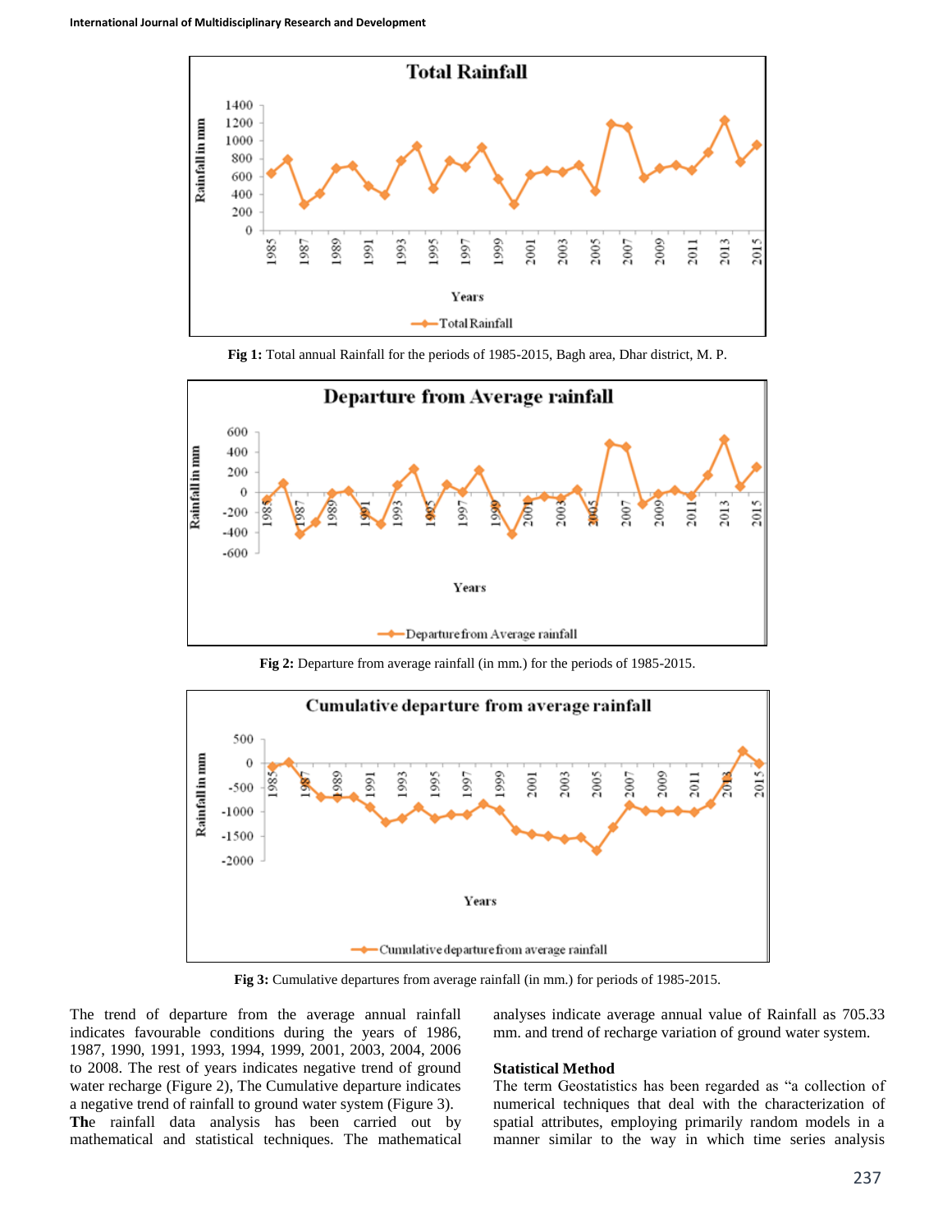Fig 1: Total annual Rainfall for the periods of 1985-2015, Bagh area, Dhar district, M. P.

Fig 2: Departure from average rainfall (in mm.) for the periods of 1985-2015.

Fig 3: Cumulative departures from average rainfall (in mm.) for periods of 1985-2015.

The trend of departure from the average annual rainfall indicates favourable conditions during the years of 1986, 1987, 1990, 1991, 1993, 1994, 1999, 2001, 2003, 2004, 2006 to 2008. The rest of years indicates negative trend of ground water recharge (Figure 2), The Cumulative departure indicates a negative trend of rainfall to ground water system (Figure 3).

**The** rainfall data analysis has been carried out by mathematical and statistical techniques. The mathematical analyses indicate average annual value of Rainfall as 705.33 mm. and trend of recharge variation of ground water system.

**Statistical Method**

The term Geostatistics has been regarded as "a collection of numerical techniques that deal with the characterization of spatial attributes, employing primarily random models in a manner similar to the way in which time series analysis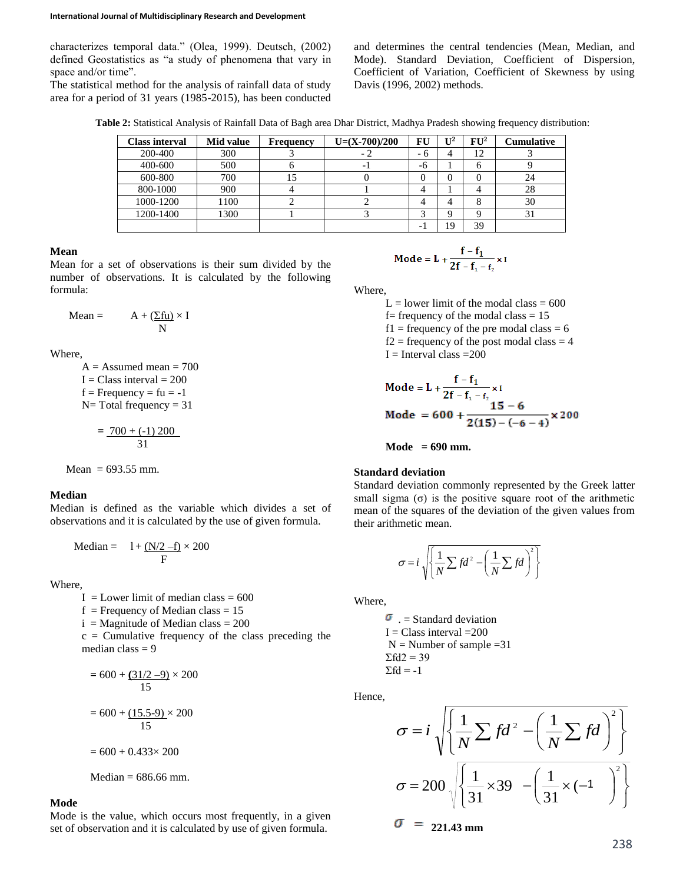characterizes temporal data." (Olea, 1999). Deutsch, (2002) defined Geostatistics as "a study of phenomena that vary in space and/or time".

The statistical method for the analysis of rainfall data of study area for a period of 31 years (1985-2015), has been conducted and determines the central tendencies (Mean, Median, and Mode). Standard Deviation, Coefficient of Dispersion, Coefficient of Variation, Coefficient of Skewness by using Davis (1996, 2002) methods.

**Table 2:** Statistical Analysis of Rainfall Data of Bagh area Dhar District, Madhya Pradesh showing frequency distribution:

| Class interval | Mid value | Frequency | U=(X-700)/200 | FU | $U^2$ | $FU^2$ | Cumulative |
|---|---|---|---|---|---|---|---|
| 200-400 | 300 | 3 | - 2 | - 6 | 4 | 12 | 3 |
| 400-600 | 500 | 6 | -1 | -6 | 1 | 6 | 9 |
| 600-800 | 700 | 15 | 0 | 0 | 0 | 0 | 24 |
| 800-1000 | 900 | 4 | 1 | 4 | 1 | 4 | 28 |
| 1000-1200 | 1100 | 2 | 2 | 4 | 4 | 8 | 30 |
| 1200-1400 | 1300 | 1 | 3 | 3 | 9 | 9 | 31 |
| | | | | -1 | 19 | 39 | |

### Mean

Mean for a set of observations is their sum divided by the number of observations. It is calculated by the following formula:

$$\text{Mean} = A + \frac{(\Sigma fu) \times I}{N}$$

Where,

A = Assumed mean = 700
I = Class interval = 200
f = Frequency = fu = -1
N= Total frequency = 31

$$= \frac{700 + (-1)\,200}{31}$$

Mean = 693.55 mm.

### Median

Median is defined as the variable which divides a set of observations and it is calculated by the use of given formula.

$$\text{Median} = l + \frac{(N/2 - f) \times 200}{F}$$

Where,

I = Lower limit of median class = 600
f = Frequency of Median class = 15
i = Magnitude of Median class = 200
c = Cumulative frequency of the class preceding the median class = 9

$$= 600 + \frac{(31/2 - 9) \times 200}{15}$$

$$= 600 + \frac{(15.5\text{-}9) \times 200}{15}$$

$$= 600 + 0.433 \times 200$$

Median = 686.66 mm.

### Mode

Mode is the value, which occurs most frequently, in a given set of observation and it is calculated by use of given formula.

$$\text{Mode} = L + \frac{f - f_1}{2f - f_1 - f_2} \times I$$

Where,

L = lower limit of the modal class = 600
f= frequency of the modal class = 15
f1 = frequency of the pre modal class = 6
f2 = frequency of the post modal class = 4
I = Interval class =200

$$\text{Mode} = L + \frac{f - f_1}{2f - f_1 - f_2} \times I$$

$$\text{Mode} = 600 + \frac{15 - 6}{2(15) - (-6 - 4)} \times 200$$

**Mode = 690 mm.**

### Standard deviation

Standard deviation commonly represented by the Greek latter small sigma (σ) is the positive square root of the arithmetic mean of the squares of the deviation of the given values from their arithmetic mean.

$$\sigma = i\sqrt{\left\{\frac{1}{N}\sum fd^2 - \left(\frac{1}{N}\sum fd\right)^2\right\}}$$

Where,

$\sigma$ . = Standard deviation
I = Class interval =200
N = Number of sample =31
$\Sigma fd2 = 39$
$\Sigma fd = -1$

Hence,

$$\sigma = i\sqrt{\left\{\frac{1}{N}\sum fd^2 - \left(\frac{1}{N}\sum fd\right)^2\right\}}$$

$$\sigma = 200\sqrt{\left\{\frac{1}{31} \times 39 - \left(\frac{1}{31} \times (-1\right)^2\right\}}$$

$\sigma$ = **221.43 mm**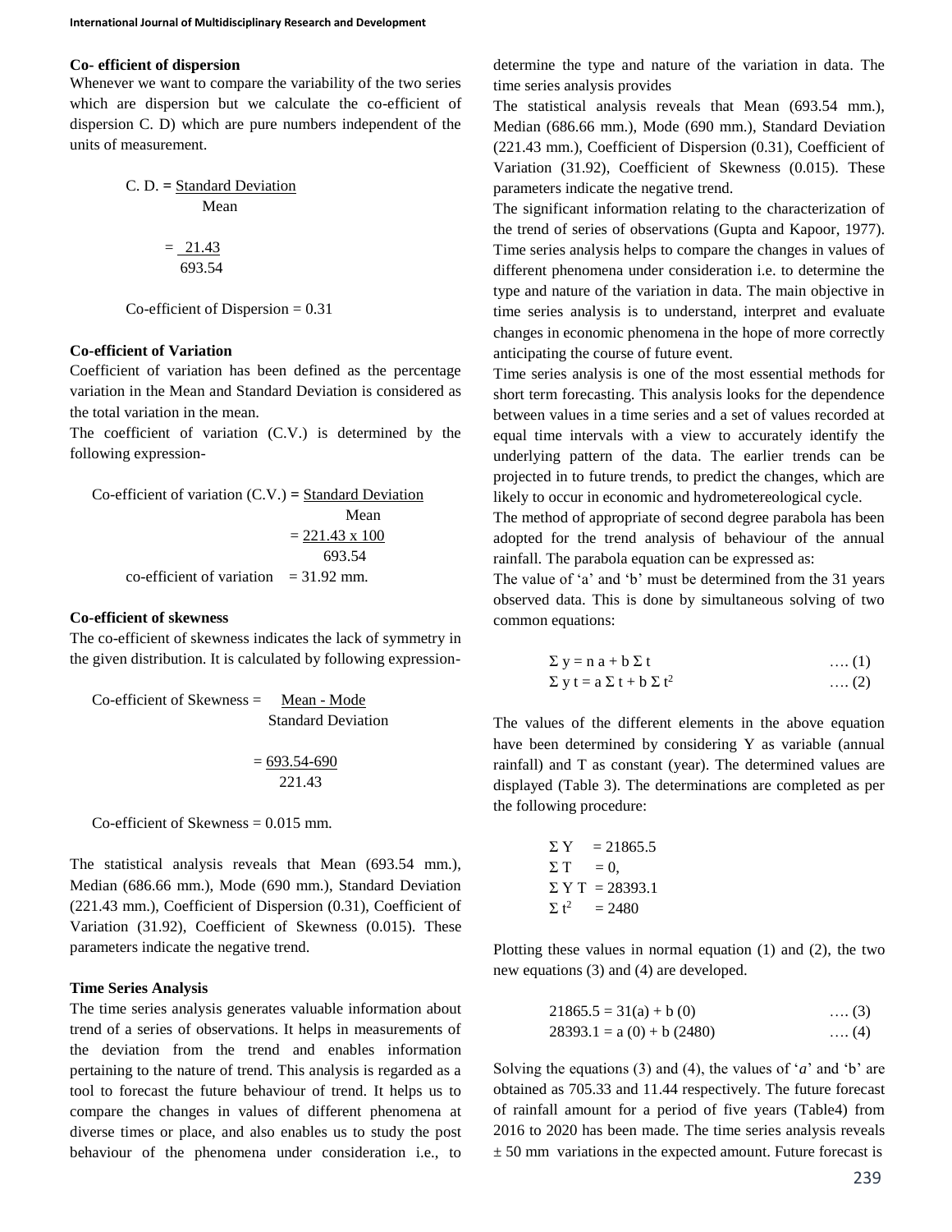### Co- efficient of dispersion

Whenever we want to compare the variability of the two series which are dispersion but we calculate the co-efficient of dispersion C. D) which are pure numbers independent of the units of measurement.

$$C.\ D. = \frac{\text{Standard Deviation}}{\text{Mean}}$$

$$= \frac{21.43}{693.54}$$

Co-efficient of Dispersion = 0.31

### Co-efficient of Variation

Coefficient of variation has been defined as the percentage variation in the Mean and Standard Deviation is considered as the total variation in the mean.

The coefficient of variation (C.V.) is determined by the following expression-

$$\text{Co-efficient of variation (C.V.)} = \frac{\text{Standard Deviation}}{\text{Mean}}$$

$$= \frac{221.43 \times 100}{693.54}$$

co-efficient of variation = 31.92 mm.

### Co-efficient of skewness

The co-efficient of skewness indicates the lack of symmetry in the given distribution. It is calculated by following expression-

$$\text{Co-efficient of Skewness} = \frac{\text{Mean - Mode}}{\text{Standard Deviation}}$$

$$= \frac{693.54-690}{221.43}$$

Co-efficient of Skewness = 0.015 mm.

The statistical analysis reveals that Mean (693.54 mm.), Median (686.66 mm.), Mode (690 mm.), Standard Deviation (221.43 mm.), Coefficient of Dispersion (0.31), Coefficient of Variation (31.92), Coefficient of Skewness (0.015). These parameters indicate the negative trend.

### Time Series Analysis

The time series analysis generates valuable information about trend of a series of observations. It helps in measurements of the deviation from the trend and enables information pertaining to the nature of trend. This analysis is regarded as a tool to forecast the future behaviour of trend. It helps us to compare the changes in values of different phenomena at diverse times or place, and also enables us to study the post behaviour of the phenomena under consideration i.e., to determine the type and nature of the variation in data. The time series analysis provides

The statistical analysis reveals that Mean (693.54 mm.), Median (686.66 mm.), Mode (690 mm.), Standard Deviation (221.43 mm.), Coefficient of Dispersion (0.31), Coefficient of Variation (31.92), Coefficient of Skewness (0.015). These parameters indicate the negative trend.

The significant information relating to the characterization of the trend of series of observations (Gupta and Kapoor, 1977). Time series analysis helps to compare the changes in values of different phenomena under consideration i.e. to determine the type and nature of the variation in data. The main objective in time series analysis is to understand, interpret and evaluate changes in economic phenomena in the hope of more correctly anticipating the course of future event.

Time series analysis is one of the most essential methods for short term forecasting. This analysis looks for the dependence between values in a time series and a set of values recorded at equal time intervals with a view to accurately identify the underlying pattern of the data. The earlier trends can be projected in to future trends, to predict the changes, which are likely to occur in economic and hydrometereological cycle.

The method of appropriate of second degree parabola has been adopted for the trend analysis of behaviour of the annual rainfall. The parabola equation can be expressed as:

The value of 'a' and 'b' must be determined from the 31 years observed data. This is done by simultaneous solving of two common equations:

$$\Sigma y = n a + b \Sigma t \quad \text{.... (1)}$$

$$\Sigma y t = a \Sigma t + b \Sigma t^2 \quad \text{.... (2)}$$

The values of the different elements in the above equation have been determined by considering Y as variable (annual rainfall) and T as constant (year). The determined values are displayed (Table 3). The determinations are completed as per the following procedure:

$\Sigma Y = 21865.5$

$\Sigma T = 0$,

$\Sigma Y T = 28393.1$

$\Sigma t^2 = 2480$

Plotting these values in normal equation (1) and (2), the two new equations (3) and (4) are developed.

$$21865.5 = 31(a) + b\ (0) \quad \text{.... (3)}$$

$$28393.1 = a\ (0) + b\ (2480) \quad \text{.... (4)}$$

Solving the equations (3) and (4), the values of '*a*' and 'b' are obtained as 705.33 and 11.44 respectively. The future forecast of rainfall amount for a period of five years (Table4) from 2016 to 2020 has been made. The time series analysis reveals ± 50 mm variations in the expected amount. Future forecast is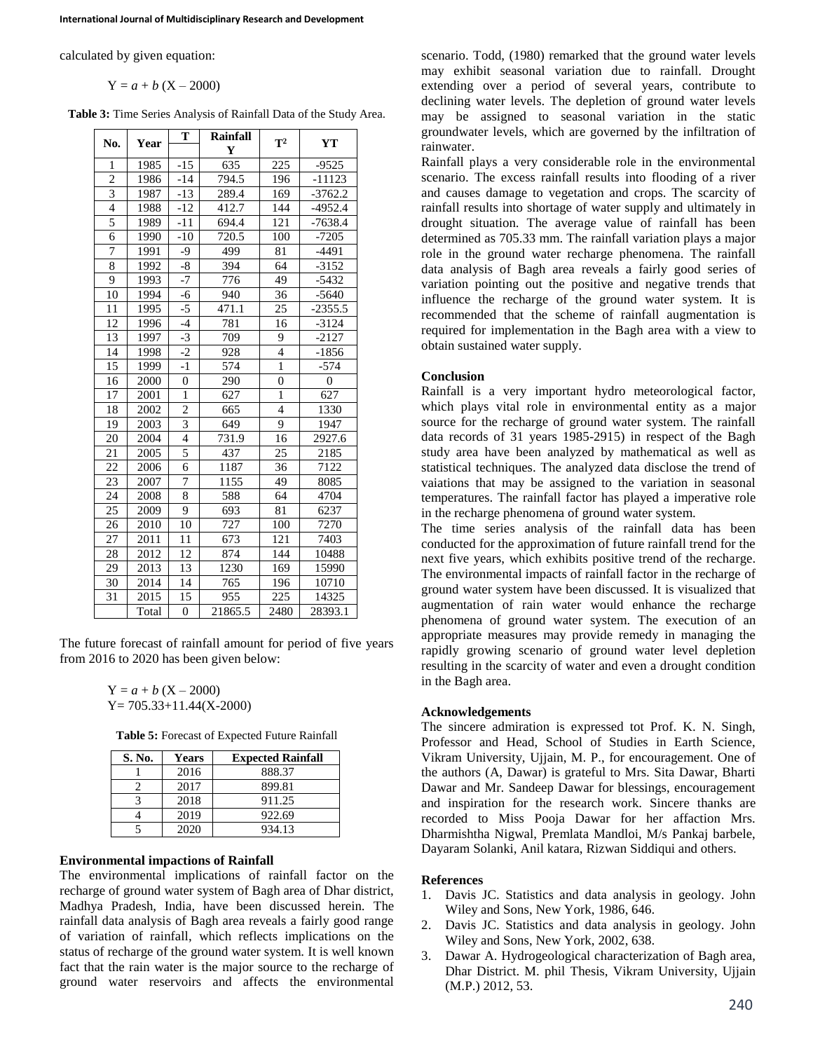calculated by given equation:

$$Y = a + b (X - 2000)$$

**Table 3:** Time Series Analysis of Rainfall Data of the Study Area.

| No. | Year | T | Rainfall Y | $T^2$ | YT |
|---|---|---|---|---|---|
| 1 | 1985 | -15 | 635 | 225 | -9525 |
| 2 | 1986 | -14 | 794.5 | 196 | -11123 |
| 3 | 1987 | -13 | 289.4 | 169 | -3762.2 |
| 4 | 1988 | -12 | 412.7 | 144 | -4952.4 |
| 5 | 1989 | -11 | 694.4 | 121 | -7638.4 |
| 6 | 1990 | -10 | 720.5 | 100 | -7205 |
| 7 | 1991 | -9 | 499 | 81 | -4491 |
| 8 | 1992 | -8 | 394 | 64 | -3152 |
| 9 | 1993 | -7 | 776 | 49 | -5432 |
| 10 | 1994 | -6 | 940 | 36 | -5640 |
| 11 | 1995 | -5 | 471.1 | 25 | -2355.5 |
| 12 | 1996 | -4 | 781 | 16 | -3124 |
| 13 | 1997 | -3 | 709 | 9 | -2127 |
| 14 | 1998 | -2 | 928 | 4 | -1856 |
| 15 | 1999 | -1 | 574 | 1 | -574 |
| 16 | 2000 | 0 | 290 | 0 | 0 |
| 17 | 2001 | 1 | 627 | 1 | 627 |
| 18 | 2002 | 2 | 665 | 4 | 1330 |
| 19 | 2003 | 3 | 649 | 9 | 1947 |
| 20 | 2004 | 4 | 731.9 | 16 | 2927.6 |
| 21 | 2005 | 5 | 437 | 25 | 2185 |
| 22 | 2006 | 6 | 1187 | 36 | 7122 |
| 23 | 2007 | 7 | 1155 | 49 | 8085 |
| 24 | 2008 | 8 | 588 | 64 | 4704 |
| 25 | 2009 | 9 | 693 | 81 | 6237 |
| 26 | 2010 | 10 | 727 | 100 | 7270 |
| 27 | 2011 | 11 | 673 | 121 | 7403 |
| 28 | 2012 | 12 | 874 | 144 | 10488 |
| 29 | 2013 | 13 | 1230 | 169 | 15990 |
| 30 | 2014 | 14 | 765 | 196 | 10710 |
| 31 | 2015 | 15 | 955 | 225 | 14325 |
| | Total | 0 | 21865.5 | 2480 | 28393.1 |

The future forecast of rainfall amount for period of five years from 2016 to 2020 has been given below:

$$Y = a + b (X - 2000)$$
$$Y = 705.33 + 11.44(X-2000)$$

**Table 5:** Forecast of Expected Future Rainfall

| S. No. | Years | Expected Rainfall |
|---|---|---|
| 1 | 2016 | 888.37 |
| 2 | 2017 | 899.81 |
| 3 | 2018 | 911.25 |
| 4 | 2019 | 922.69 |
| 5 | 2020 | 934.13 |

### Environmental impactions of Rainfall

The environmental implications of rainfall factor on the recharge of ground water system of Bagh area of Dhar district, Madhya Pradesh, India, have been discussed herein. The rainfall data analysis of Bagh area reveals a fairly good range of variation of rainfall, which reflects implications on the status of recharge of the ground water system. It is well known fact that the rain water is the major source to the recharge of ground water reservoirs and affects the environmental scenario. Todd, (1980) remarked that the ground water levels may exhibit seasonal variation due to rainfall. Drought extending over a period of several years, contribute to declining water levels. The depletion of ground water levels may be assigned to seasonal variation in the static groundwater levels, which are governed by the infiltration of rainwater.

Rainfall plays a very considerable role in the environmental scenario. The excess rainfall results into flooding of a river and causes damage to vegetation and crops. The scarcity of rainfall results into shortage of water supply and ultimately in drought situation. The average value of rainfall has been determined as 705.33 mm. The rainfall variation plays a major role in the ground water recharge phenomena. The rainfall data analysis of Bagh area reveals a fairly good series of variation pointing out the positive and negative trends that influence the recharge of the ground water system. It is recommended that the scheme of rainfall augmentation is required for implementation in the Bagh area with a view to obtain sustained water supply.

### Conclusion

Rainfall is a very important hydro meteorological factor, which plays vital role in environmental entity as a major source for the recharge of ground water system. The rainfall data records of 31 years 1985-2915) in respect of the Bagh study area have been analyzed by mathematical as well as statistical techniques. The analyzed data disclose the trend of vaiations that may be assigned to the variation in seasonal temperatures. The rainfall factor has played a imperative role in the recharge phenomena of ground water system.

The time series analysis of the rainfall data has been conducted for the approximation of future rainfall trend for the next five years, which exhibits positive trend of the recharge. The environmental impacts of rainfall factor in the recharge of ground water system have been discussed. It is visualized that augmentation of rain water would enhance the recharge phenomena of ground water system. The execution of an appropriate measures may provide remedy in managing the rapidly growing scenario of ground water level depletion resulting in the scarcity of water and even a drought condition in the Bagh area.

### Acknowledgements

The sincere admiration is expressed tot Prof. K. N. Singh, Professor and Head, School of Studies in Earth Science, Vikram University, Ujjain, M. P., for encouragement. One of the authors (A, Dawar) is grateful to Mrs. Sita Dawar, Bharti Dawar and Mr. Sandeep Dawar for blessings, encouragement and inspiration for the research work. Sincere thanks are recorded to Miss Pooja Dawar for her affaction Mrs. Dharmishtha Nigwal, Premlata Mandloi, M/s Pankaj barbele, Dayaram Solanki, Anil katara, Rizwan Siddiqui and others.

### References

1. Davis JC. Statistics and data analysis in geology. John Wiley and Sons, New York, 1986, 646.
2. Davis JC. Statistics and data analysis in geology. John Wiley and Sons, New York, 2002, 638.
3. Dawar A. Hydrogeological characterization of Bagh area, Dhar District. M. phil Thesis, Vikram University, Ujjain (M.P.) 2012, 53.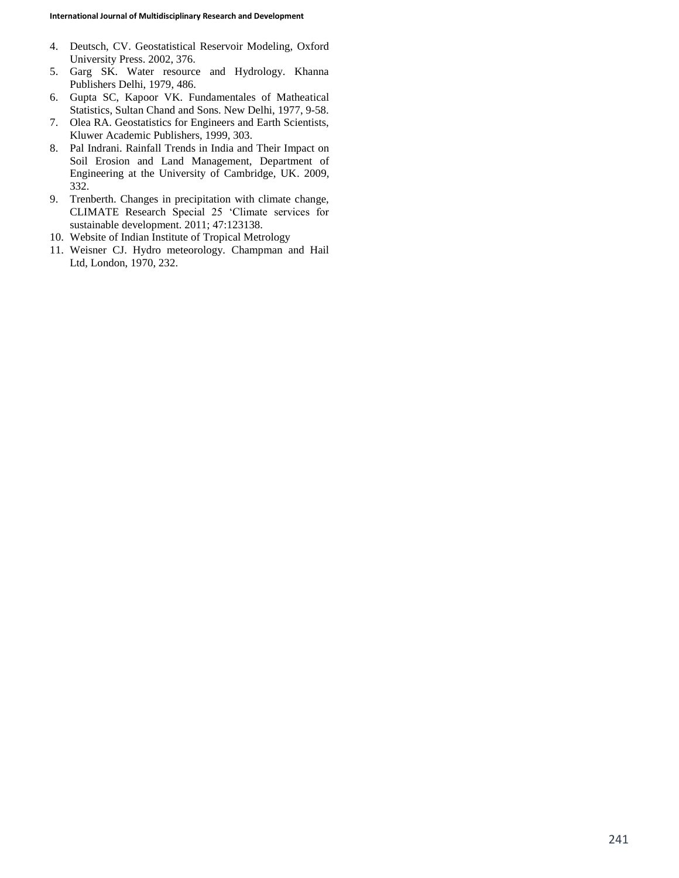4. Deutsch, CV. Geostatistical Reservoir Modeling, Oxford University Press. 2002, 376.
5. Garg SK. Water resource and Hydrology. Khanna Publishers Delhi, 1979, 486.
6. Gupta SC, Kapoor VK. Fundamentales of Matheatical Statistics, Sultan Chand and Sons. New Delhi, 1977, 9-58.
7. Olea RA. Geostatistics for Engineers and Earth Scientists, Kluwer Academic Publishers, 1999, 303.
8. Pal Indrani. Rainfall Trends in India and Their Impact on Soil Erosion and Land Management, Department of Engineering at the University of Cambridge, UK. 2009, 332.
9. Trenberth. Changes in precipitation with climate change, CLIMATE Research Special 25 'Climate services for sustainable development. 2011; 47:123138.
10. Website of Indian Institute of Tropical Metrology
11. Weisner CJ. Hydro meteorology. Champman and Hail Ltd, London, 1970, 232.